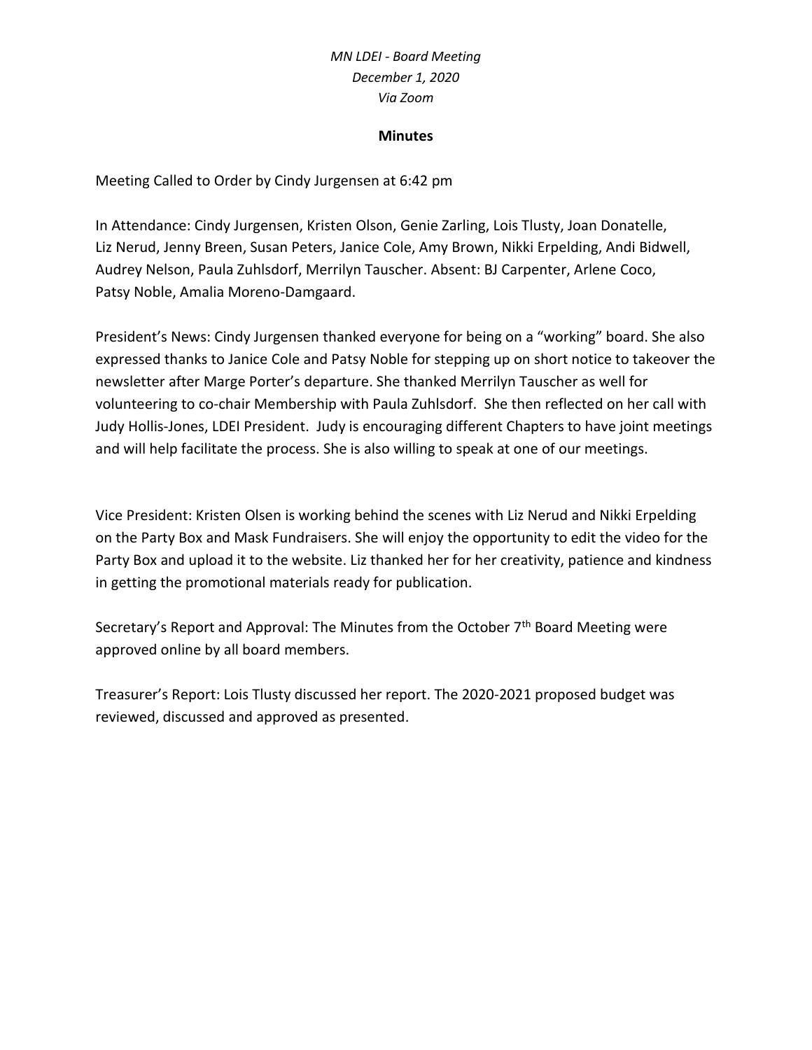*MN LDEI - Board Meeting*
*December 1, 2020*
*Via Zoom*

**Minutes**

Meeting Called to Order by Cindy Jurgensen at 6:42 pm

In Attendance: Cindy Jurgensen, Kristen Olson, Genie Zarling, Lois Tlusty, Joan Donatelle, Liz Nerud, Jenny Breen, Susan Peters, Janice Cole, Amy Brown, Nikki Erpelding, Andi Bidwell, Audrey Nelson, Paula Zuhlsdorf, Merrilyn Tauscher. Absent: BJ Carpenter, Arlene Coco, Patsy Noble, Amalia Moreno-Damgaard.

President's News: Cindy Jurgensen thanked everyone for being on a "working" board. She also expressed thanks to Janice Cole and Patsy Noble for stepping up on short notice to takeover the newsletter after Marge Porter's departure. She thanked Merrilyn Tauscher as well for volunteering to co-chair Membership with Paula Zuhlsdorf. She then reflected on her call with Judy Hollis-Jones, LDEI President. Judy is encouraging different Chapters to have joint meetings and will help facilitate the process. She is also willing to speak at one of our meetings.

Vice President: Kristen Olsen is working behind the scenes with Liz Nerud and Nikki Erpelding on the Party Box and Mask Fundraisers. She will enjoy the opportunity to edit the video for the Party Box and upload it to the website. Liz thanked her for her creativity, patience and kindness in getting the promotional materials ready for publication.

Secretary's Report and Approval: The Minutes from the October 7th Board Meeting were approved online by all board members.

Treasurer's Report: Lois Tlusty discussed her report. The 2020-2021 proposed budget was reviewed, discussed and approved as presented.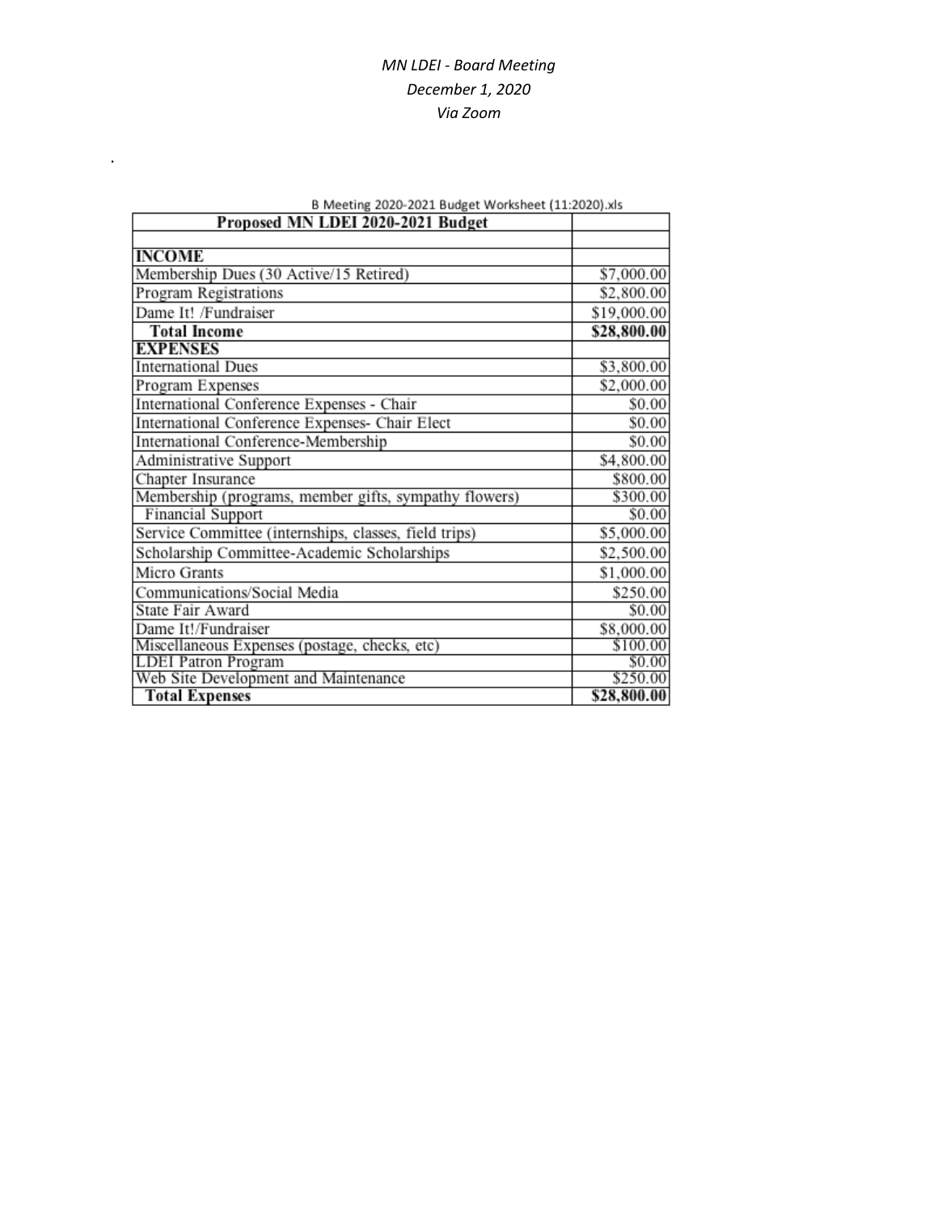*MN LDEI - Board Meeting*
*December 1, 2020*
*Via Zoom*

.

B Meeting 2020-2021 Budget Worksheet (11:2020).xls

| Proposed MN LDEI 2020-2021 Budget | |
|---|---|
| | |
| **INCOME** | |
| Membership Dues (30 Active/15 Retired) | $7,000.00 |
| Program Registrations | $2,800.00 |
| Dame It! /Fundraiser | $19,000.00 |
| **Total Income** | **$28,800.00** |
| **EXPENSES** | |
| International Dues | $3,800.00 |
| Program Expenses | $2,000.00 |
| International Conference Expenses - Chair | $0.00 |
| International Conference Expenses- Chair Elect | $0.00 |
| International Conference-Membership | $0.00 |
| Administrative Support | $4,800.00 |
| Chapter Insurance | $800.00 |
| Membership (programs, member gifts, sympathy flowers) | $300.00 |
| Financial Support | $0.00 |
| Service Committee (internships, classes, field trips) | $5,000.00 |
| Scholarship Committee-Academic Scholarships | $2,500.00 |
| Micro Grants | $1,000.00 |
| Communications/Social Media | $250.00 |
| State Fair Award | $0.00 |
| Dame It!/Fundraiser | $8,000.00 |
| Miscellaneous Expenses (postage, checks, etc) | $100.00 |
| LDEI Patron Program | $0.00 |
| Web Site Development and Maintenance | $250.00 |
| **Total Expenses** | **$28,800.00** |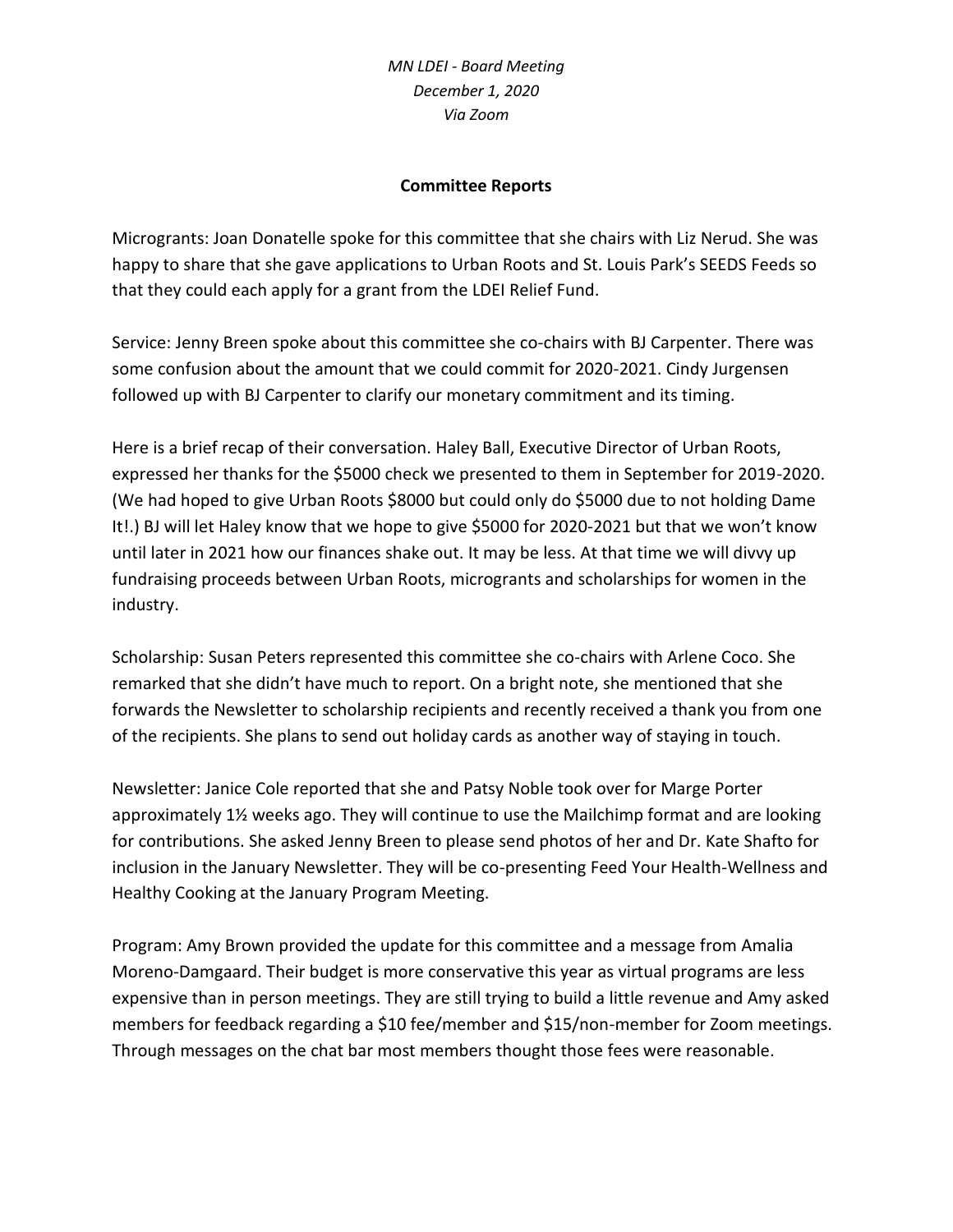*MN LDEI - Board Meeting*
*December 1, 2020*
*Via Zoom*

**Committee Reports**

Microgrants: Joan Donatelle spoke for this committee that she chairs with Liz Nerud. She was happy to share that she gave applications to Urban Roots and St. Louis Park's SEEDS Feeds so that they could each apply for a grant from the LDEI Relief Fund.

Service: Jenny Breen spoke about this committee she co-chairs with BJ Carpenter. There was some confusion about the amount that we could commit for 2020-2021. Cindy Jurgensen followed up with BJ Carpenter to clarify our monetary commitment and its timing.

Here is a brief recap of their conversation. Haley Ball, Executive Director of Urban Roots, expressed her thanks for the $5000 check we presented to them in September for 2019-2020. (We had hoped to give Urban Roots $8000 but could only do $5000 due to not holding Dame It!.) BJ will let Haley know that we hope to give $5000 for 2020-2021 but that we won't know until later in 2021 how our finances shake out. It may be less. At that time we will divvy up fundraising proceeds between Urban Roots, microgrants and scholarships for women in the industry.

Scholarship: Susan Peters represented this committee she co-chairs with Arlene Coco. She remarked that she didn't have much to report. On a bright note, she mentioned that she forwards the Newsletter to scholarship recipients and recently received a thank you from one of the recipients. She plans to send out holiday cards as another way of staying in touch.

Newsletter: Janice Cole reported that she and Patsy Noble took over for Marge Porter approximately 1½ weeks ago. They will continue to use the Mailchimp format and are looking for contributions. She asked Jenny Breen to please send photos of her and Dr. Kate Shafto for inclusion in the January Newsletter. They will be co-presenting Feed Your Health-Wellness and Healthy Cooking at the January Program Meeting.

Program: Amy Brown provided the update for this committee and a message from Amalia Moreno-Damgaard. Their budget is more conservative this year as virtual programs are less expensive than in person meetings. They are still trying to build a little revenue and Amy asked members for feedback regarding a $10 fee/member and $15/non-member for Zoom meetings. Through messages on the chat bar most members thought those fees were reasonable.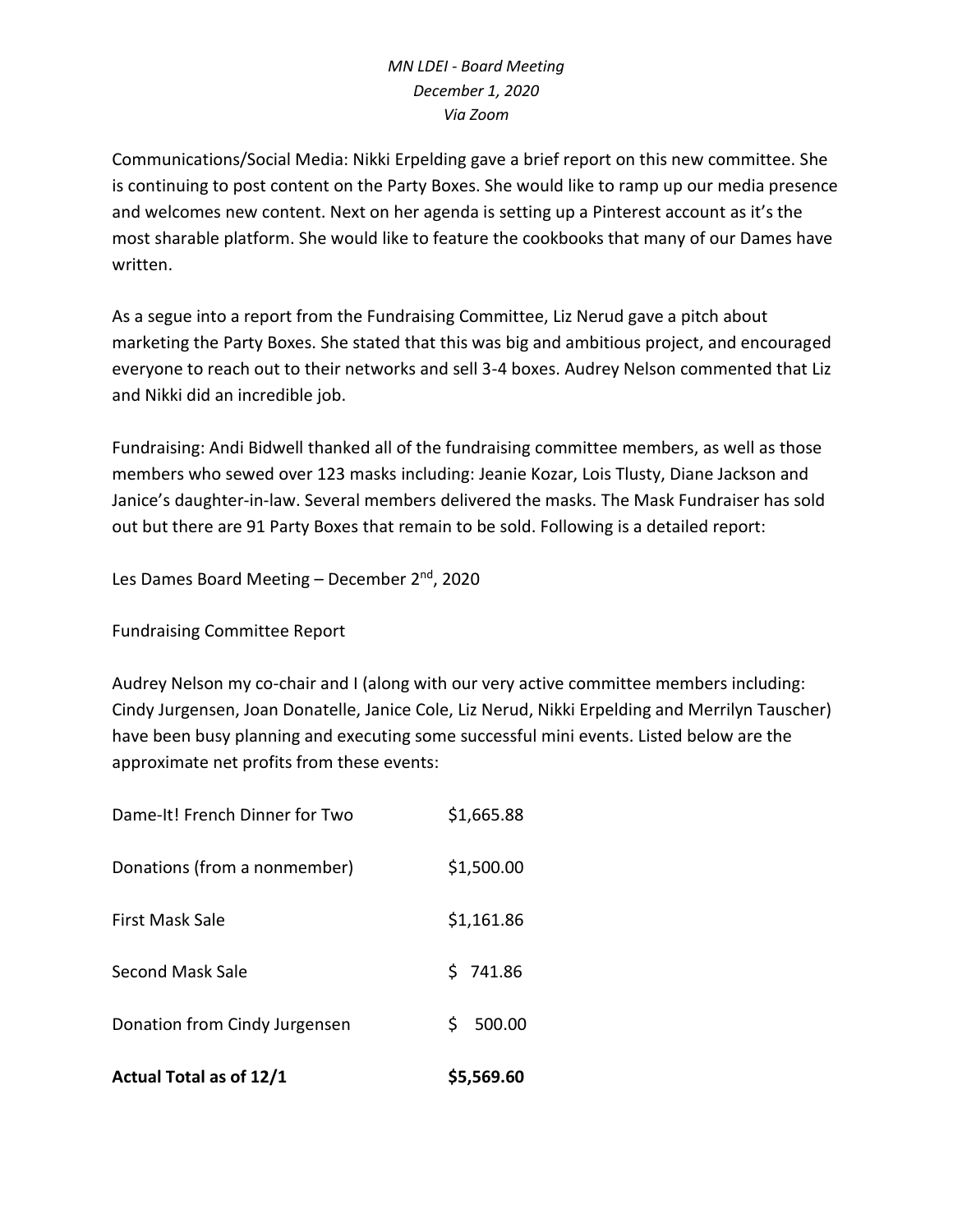*MN LDEI - Board Meeting*
*December 1, 2020*
*Via Zoom*

Communications/Social Media: Nikki Erpelding gave a brief report on this new committee. She is continuing to post content on the Party Boxes. She would like to ramp up our media presence and welcomes new content. Next on her agenda is setting up a Pinterest account as it's the most sharable platform. She would like to feature the cookbooks that many of our Dames have written.

As a segue into a report from the Fundraising Committee, Liz Nerud gave a pitch about marketing the Party Boxes. She stated that this was big and ambitious project, and encouraged everyone to reach out to their networks and sell 3-4 boxes. Audrey Nelson commented that Liz and Nikki did an incredible job.

Fundraising: Andi Bidwell thanked all of the fundraising committee members, as well as those members who sewed over 123 masks including: Jeanie Kozar, Lois Tlusty, Diane Jackson and Janice's daughter-in-law. Several members delivered the masks. The Mask Fundraiser has sold out but there are 91 Party Boxes that remain to be sold. Following is a detailed report:

Les Dames Board Meeting – December 2nd, 2020

Fundraising Committee Report

Audrey Nelson my co-chair and I (along with our very active committee members including: Cindy Jurgensen, Joan Donatelle, Janice Cole, Liz Nerud, Nikki Erpelding and Merrilyn Tauscher) have been busy planning and executing some successful mini events. Listed below are the approximate net profits from these events:

| | |
|---|---|
| Dame-It! French Dinner for Two | $1,665.88 |
| Donations (from a nonmember) | $1,500.00 |
| First Mask Sale | $1,161.86 |
| Second Mask Sale | $ 741.86 |
| Donation from Cindy Jurgensen | $ 500.00 |
| **Actual Total as of 12/1** | **$5,569.60** |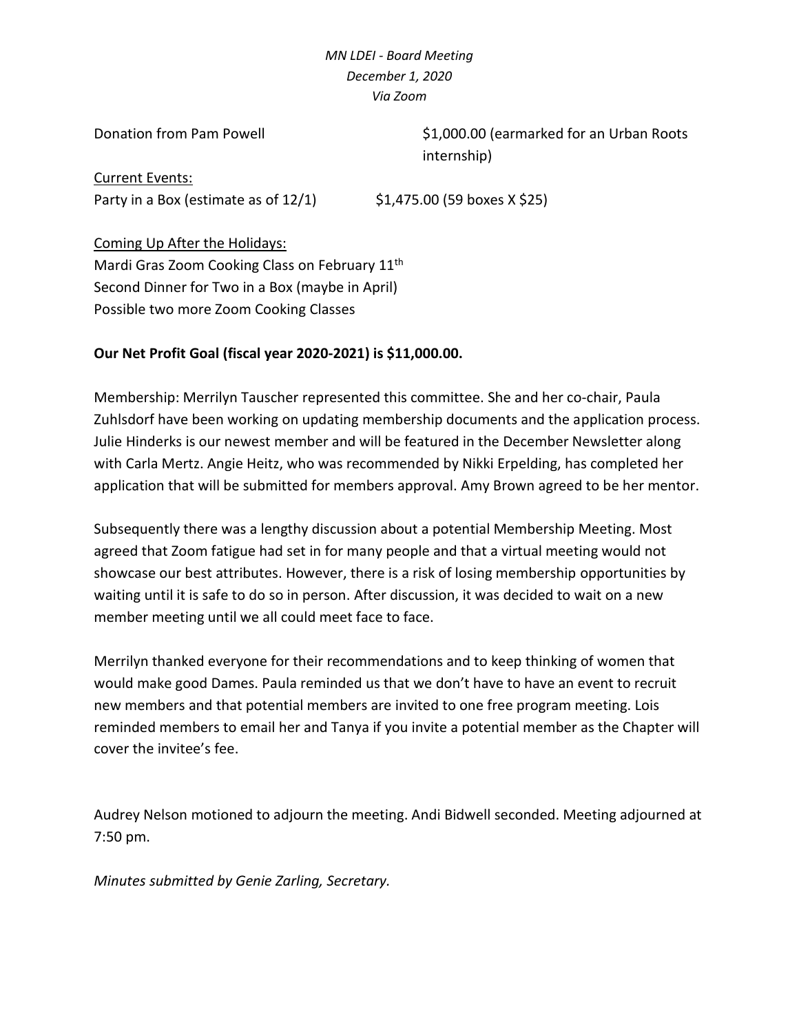*MN LDEI - Board Meeting*
*December 1, 2020*
*Via Zoom*

Donation from Pam Powell $1,000.00 (earmarked for an Urban Roots internship)

Current Events:

Party in a Box (estimate as of 12/1) $1,475.00 (59 boxes X $25)

Coming Up After the Holidays:

Mardi Gras Zoom Cooking Class on February 11th
Second Dinner for Two in a Box (maybe in April)
Possible two more Zoom Cooking Classes

**Our Net Profit Goal (fiscal year 2020-2021) is $11,000.00.**

Membership: Merrilyn Tauscher represented this committee. She and her co-chair, Paula Zuhlsdorf have been working on updating membership documents and the application process. Julie Hinderks is our newest member and will be featured in the December Newsletter along with Carla Mertz. Angie Heitz, who was recommended by Nikki Erpelding, has completed her application that will be submitted for members approval. Amy Brown agreed to be her mentor.

Subsequently there was a lengthy discussion about a potential Membership Meeting. Most agreed that Zoom fatigue had set in for many people and that a virtual meeting would not showcase our best attributes. However, there is a risk of losing membership opportunities by waiting until it is safe to do so in person. After discussion, it was decided to wait on a new member meeting until we all could meet face to face.

Merrilyn thanked everyone for their recommendations and to keep thinking of women that would make good Dames. Paula reminded us that we don't have to have an event to recruit new members and that potential members are invited to one free program meeting. Lois reminded members to email her and Tanya if you invite a potential member as the Chapter will cover the invitee's fee.

Audrey Nelson motioned to adjourn the meeting. Andi Bidwell seconded. Meeting adjourned at 7:50 pm.

*Minutes submitted by Genie Zarling, Secretary.*